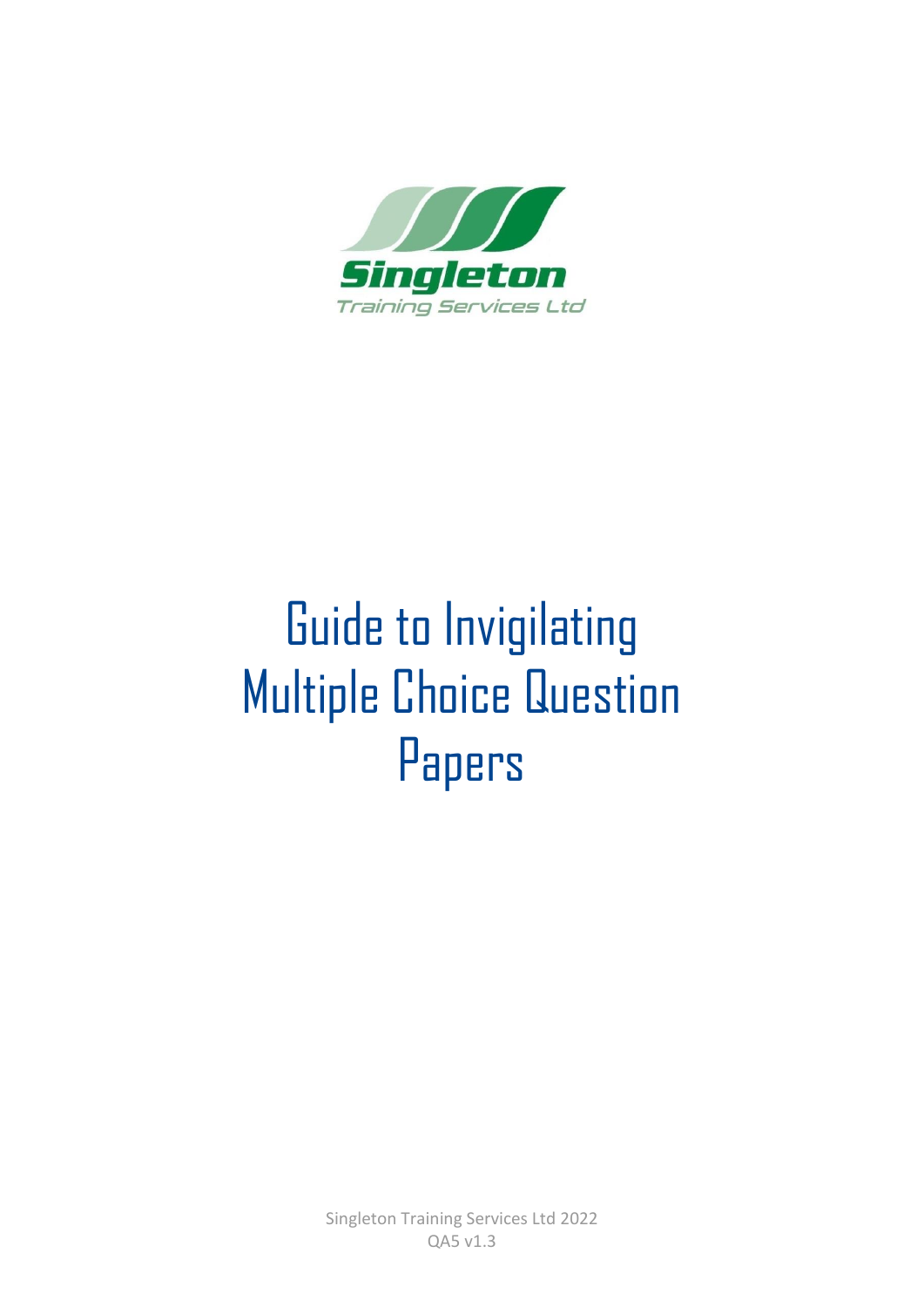Singleton

Training Services Ltd

# Guide to Invigilating Multiple Choice Question Papers

Singleton Training Services Ltd 2022

QA5 v1.3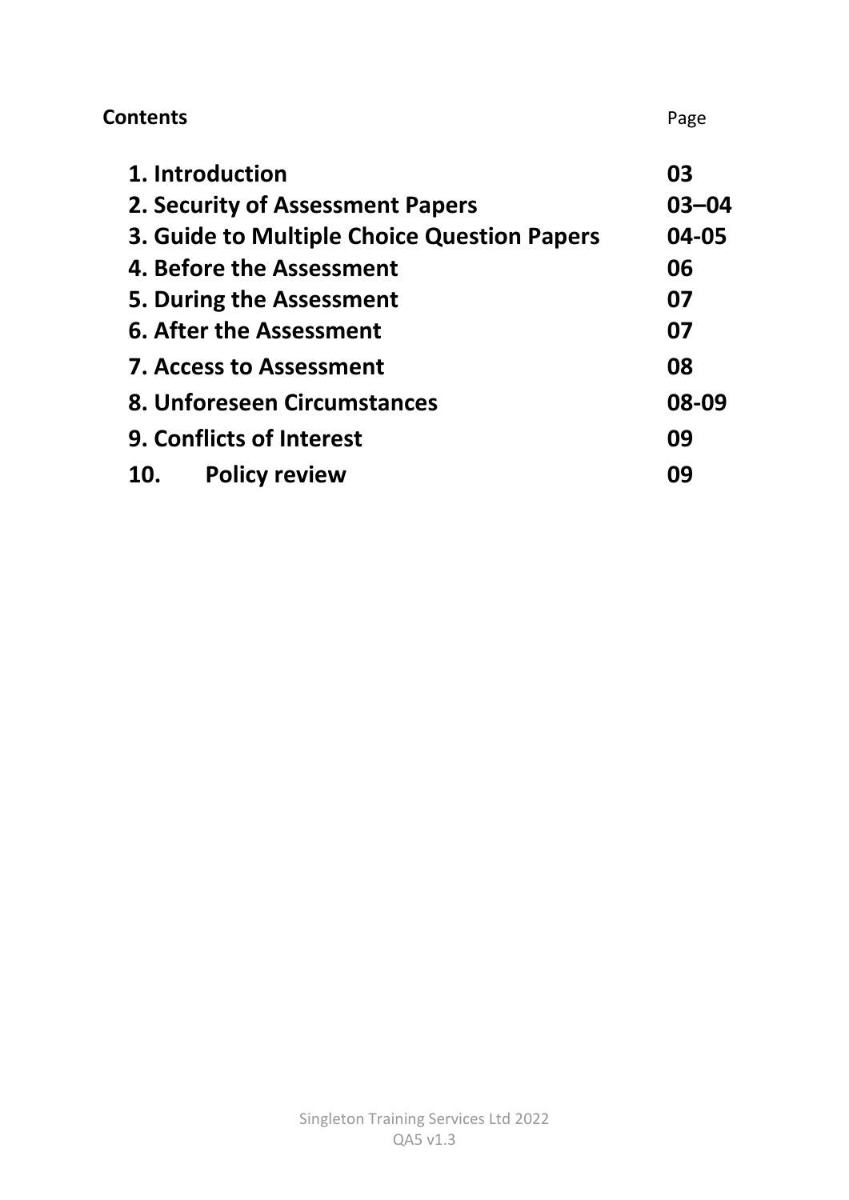**Contents** Page

| | |
|---|---|
| **1. Introduction** | **03** |
| **2. Security of Assessment Papers** | **03–04** |
| **3. Guide to Multiple Choice Question Papers** | **04-05** |
| **4. Before the Assessment** | **06** |
| **5. During the Assessment** | **07** |
| **6. After the Assessment** | **07** |
| **7. Access to Assessment** | **08** |
| **8. Unforeseen Circumstances** | **08-09** |
| **9. Conflicts of Interest** | **09** |
| **10. Policy review** | **09** |

Singleton Training Services Ltd 2022
QA5 v1.3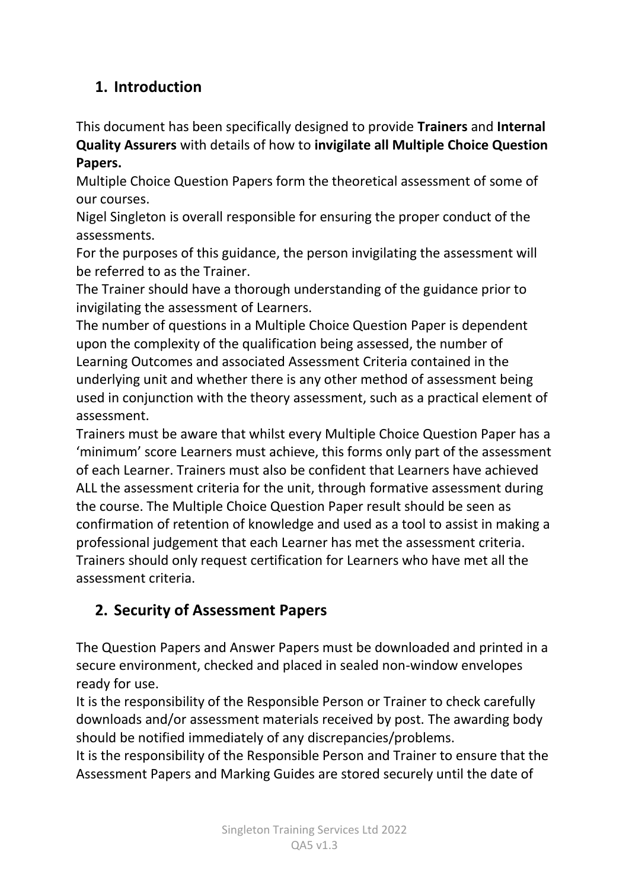## 1. Introduction

This document has been specifically designed to provide **Trainers** and **Internal Quality Assurers** with details of how to **invigilate all Multiple Choice Question Papers.**

Multiple Choice Question Papers form the theoretical assessment of some of our courses.

Nigel Singleton is overall responsible for ensuring the proper conduct of the assessments.

For the purposes of this guidance, the person invigilating the assessment will be referred to as the Trainer.

The Trainer should have a thorough understanding of the guidance prior to invigilating the assessment of Learners.

The number of questions in a Multiple Choice Question Paper is dependent upon the complexity of the qualification being assessed, the number of Learning Outcomes and associated Assessment Criteria contained in the underlying unit and whether there is any other method of assessment being used in conjunction with the theory assessment, such as a practical element of assessment.

Trainers must be aware that whilst every Multiple Choice Question Paper has a 'minimum' score Learners must achieve, this forms only part of the assessment of each Learner. Trainers must also be confident that Learners have achieved ALL the assessment criteria for the unit, through formative assessment during the course. The Multiple Choice Question Paper result should be seen as confirmation of retention of knowledge and used as a tool to assist in making a professional judgement that each Learner has met the assessment criteria. Trainers should only request certification for Learners who have met all the assessment criteria.

## 2. Security of Assessment Papers

The Question Papers and Answer Papers must be downloaded and printed in a secure environment, checked and placed in sealed non-window envelopes ready for use.

It is the responsibility of the Responsible Person or Trainer to check carefully downloads and/or assessment materials received by post. The awarding body should be notified immediately of any discrepancies/problems.

It is the responsibility of the Responsible Person and Trainer to ensure that the Assessment Papers and Marking Guides are stored securely until the date of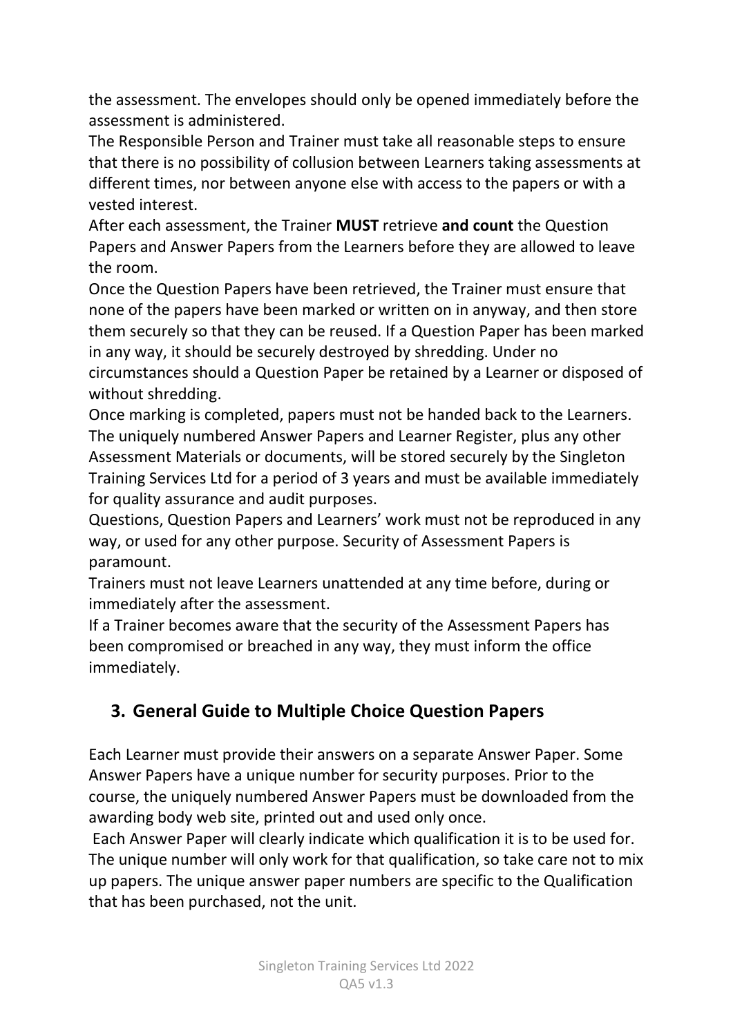the assessment. The envelopes should only be opened immediately before the assessment is administered.

The Responsible Person and Trainer must take all reasonable steps to ensure that there is no possibility of collusion between Learners taking assessments at different times, nor between anyone else with access to the papers or with a vested interest.

After each assessment, the Trainer **MUST** retrieve **and count** the Question Papers and Answer Papers from the Learners before they are allowed to leave the room.

Once the Question Papers have been retrieved, the Trainer must ensure that none of the papers have been marked or written on in anyway, and then store them securely so that they can be reused. If a Question Paper has been marked in any way, it should be securely destroyed by shredding. Under no circumstances should a Question Paper be retained by a Learner or disposed of without shredding.

Once marking is completed, papers must not be handed back to the Learners. The uniquely numbered Answer Papers and Learner Register, plus any other Assessment Materials or documents, will be stored securely by the Singleton Training Services Ltd for a period of 3 years and must be available immediately for quality assurance and audit purposes.

Questions, Question Papers and Learners' work must not be reproduced in any way, or used for any other purpose. Security of Assessment Papers is paramount.

Trainers must not leave Learners unattended at any time before, during or immediately after the assessment.

If a Trainer becomes aware that the security of the Assessment Papers has been compromised or breached in any way, they must inform the office immediately.

## 3. General Guide to Multiple Choice Question Papers

Each Learner must provide their answers on a separate Answer Paper. Some Answer Papers have a unique number for security purposes. Prior to the course, the uniquely numbered Answer Papers must be downloaded from the awarding body web site, printed out and used only once.

Each Answer Paper will clearly indicate which qualification it is to be used for. The unique number will only work for that qualification, so take care not to mix up papers. The unique answer paper numbers are specific to the Qualification that has been purchased, not the unit.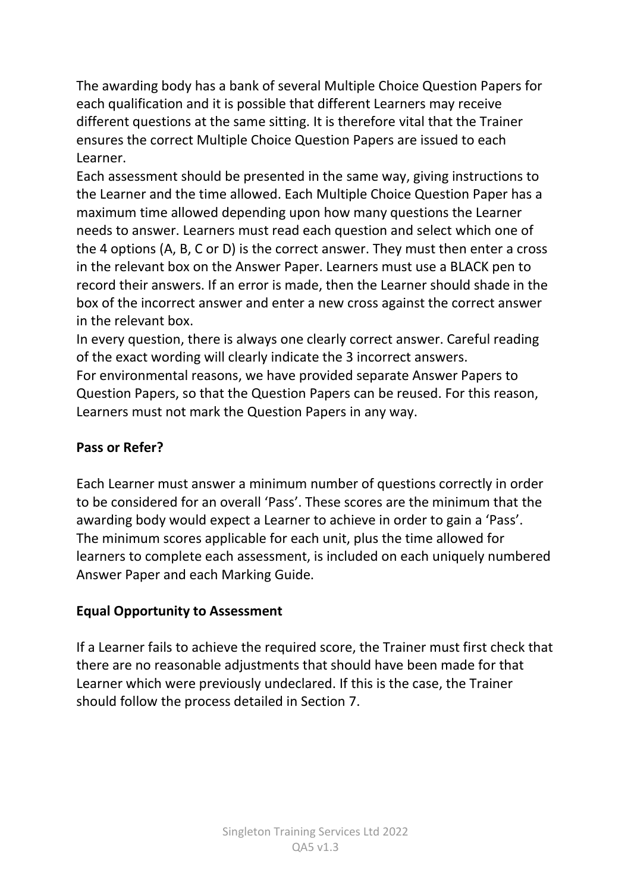The awarding body has a bank of several Multiple Choice Question Papers for each qualification and it is possible that different Learners may receive different questions at the same sitting. It is therefore vital that the Trainer ensures the correct Multiple Choice Question Papers are issued to each Learner.

Each assessment should be presented in the same way, giving instructions to the Learner and the time allowed. Each Multiple Choice Question Paper has a maximum time allowed depending upon how many questions the Learner needs to answer. Learners must read each question and select which one of the 4 options (A, B, C or D) is the correct answer. They must then enter a cross in the relevant box on the Answer Paper. Learners must use a BLACK pen to record their answers. If an error is made, then the Learner should shade in the box of the incorrect answer and enter a new cross against the correct answer in the relevant box.

In every question, there is always one clearly correct answer. Careful reading of the exact wording will clearly indicate the 3 incorrect answers.

For environmental reasons, we have provided separate Answer Papers to Question Papers, so that the Question Papers can be reused. For this reason, Learners must not mark the Question Papers in any way.

**Pass or Refer?**

Each Learner must answer a minimum number of questions correctly in order to be considered for an overall 'Pass'. These scores are the minimum that the awarding body would expect a Learner to achieve in order to gain a 'Pass'. The minimum scores applicable for each unit, plus the time allowed for learners to complete each assessment, is included on each uniquely numbered Answer Paper and each Marking Guide.

**Equal Opportunity to Assessment**

If a Learner fails to achieve the required score, the Trainer must first check that there are no reasonable adjustments that should have been made for that Learner which were previously undeclared. If this is the case, the Trainer should follow the process detailed in Section 7.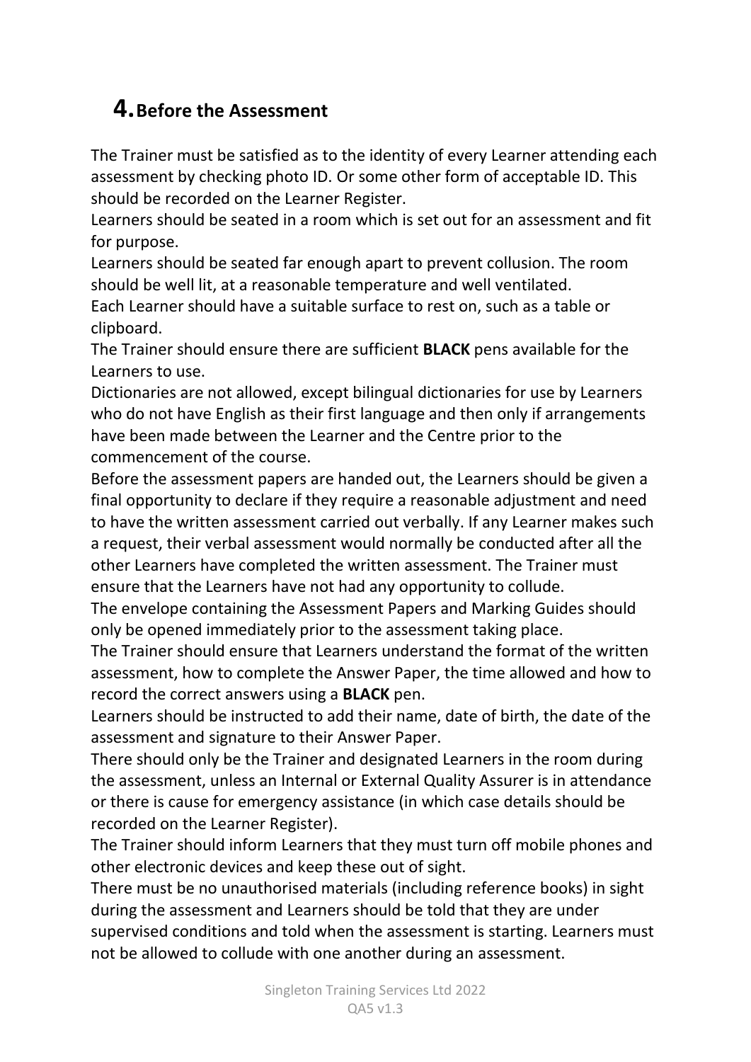## 4. Before the Assessment

The Trainer must be satisfied as to the identity of every Learner attending each assessment by checking photo ID. Or some other form of acceptable ID. This should be recorded on the Learner Register.

Learners should be seated in a room which is set out for an assessment and fit for purpose.

Learners should be seated far enough apart to prevent collusion. The room should be well lit, at a reasonable temperature and well ventilated.

Each Learner should have a suitable surface to rest on, such as a table or clipboard.

The Trainer should ensure there are sufficient **BLACK** pens available for the Learners to use.

Dictionaries are not allowed, except bilingual dictionaries for use by Learners who do not have English as their first language and then only if arrangements have been made between the Learner and the Centre prior to the commencement of the course.

Before the assessment papers are handed out, the Learners should be given a final opportunity to declare if they require a reasonable adjustment and need to have the written assessment carried out verbally. If any Learner makes such a request, their verbal assessment would normally be conducted after all the other Learners have completed the written assessment. The Trainer must ensure that the Learners have not had any opportunity to collude.

The envelope containing the Assessment Papers and Marking Guides should only be opened immediately prior to the assessment taking place.

The Trainer should ensure that Learners understand the format of the written assessment, how to complete the Answer Paper, the time allowed and how to record the correct answers using a **BLACK** pen.

Learners should be instructed to add their name, date of birth, the date of the assessment and signature to their Answer Paper.

There should only be the Trainer and designated Learners in the room during the assessment, unless an Internal or External Quality Assurer is in attendance or there is cause for emergency assistance (in which case details should be recorded on the Learner Register).

The Trainer should inform Learners that they must turn off mobile phones and other electronic devices and keep these out of sight.

There must be no unauthorised materials (including reference books) in sight during the assessment and Learners should be told that they are under supervised conditions and told when the assessment is starting. Learners must not be allowed to collude with one another during an assessment.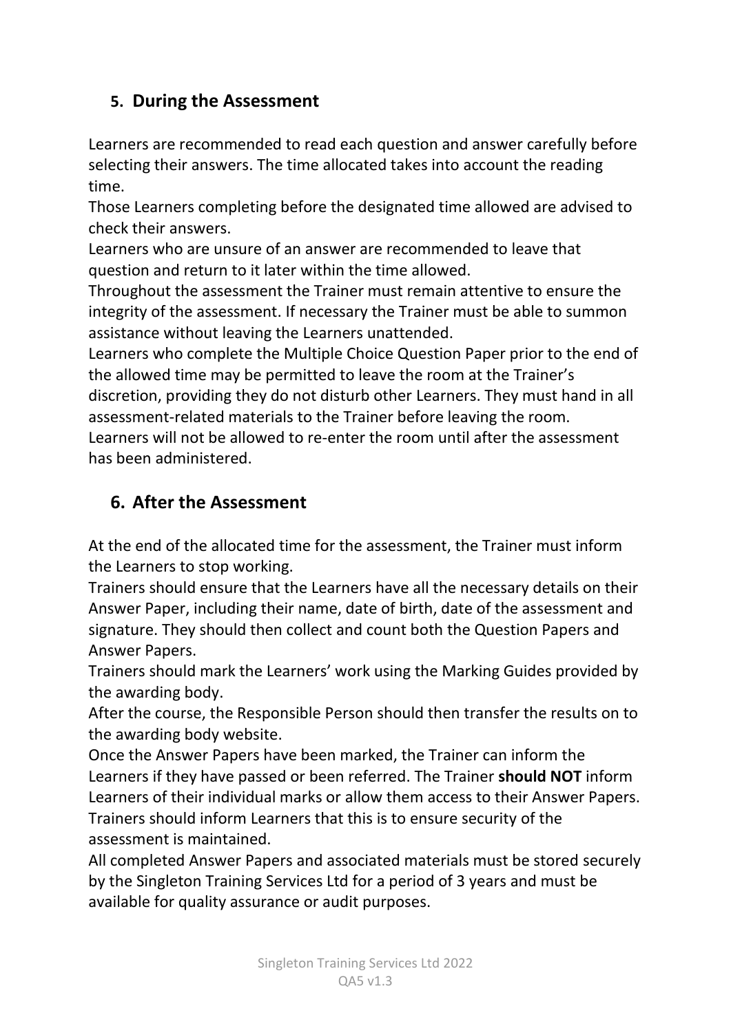## 5. During the Assessment

Learners are recommended to read each question and answer carefully before selecting their answers. The time allocated takes into account the reading time.

Those Learners completing before the designated time allowed are advised to check their answers.

Learners who are unsure of an answer are recommended to leave that question and return to it later within the time allowed.

Throughout the assessment the Trainer must remain attentive to ensure the integrity of the assessment. If necessary the Trainer must be able to summon assistance without leaving the Learners unattended.

Learners who complete the Multiple Choice Question Paper prior to the end of the allowed time may be permitted to leave the room at the Trainer's discretion, providing they do not disturb other Learners. They must hand in all assessment-related materials to the Trainer before leaving the room.

Learners will not be allowed to re-enter the room until after the assessment has been administered.

## 6. After the Assessment

At the end of the allocated time for the assessment, the Trainer must inform the Learners to stop working.

Trainers should ensure that the Learners have all the necessary details on their Answer Paper, including their name, date of birth, date of the assessment and signature. They should then collect and count both the Question Papers and Answer Papers.

Trainers should mark the Learners' work using the Marking Guides provided by the awarding body.

After the course, the Responsible Person should then transfer the results on to the awarding body website.

Once the Answer Papers have been marked, the Trainer can inform the Learners if they have passed or been referred. The Trainer **should NOT** inform Learners of their individual marks or allow them access to their Answer Papers. Trainers should inform Learners that this is to ensure security of the assessment is maintained.

All completed Answer Papers and associated materials must be stored securely by the Singleton Training Services Ltd for a period of 3 years and must be available for quality assurance or audit purposes.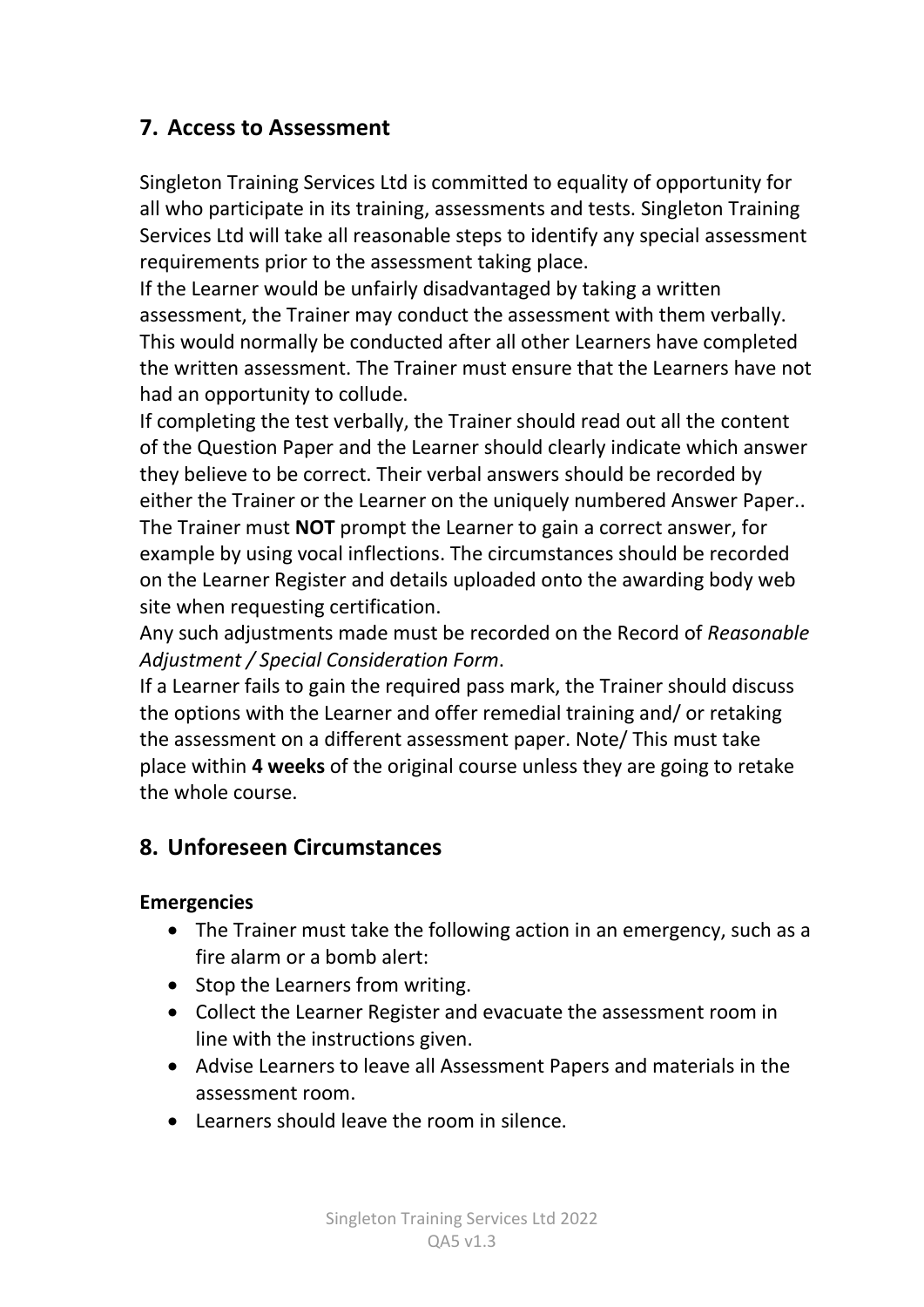## 7. Access to Assessment

Singleton Training Services Ltd is committed to equality of opportunity for all who participate in its training, assessments and tests. Singleton Training Services Ltd will take all reasonable steps to identify any special assessment requirements prior to the assessment taking place.

If the Learner would be unfairly disadvantaged by taking a written assessment, the Trainer may conduct the assessment with them verbally. This would normally be conducted after all other Learners have completed the written assessment. The Trainer must ensure that the Learners have not had an opportunity to collude.

If completing the test verbally, the Trainer should read out all the content of the Question Paper and the Learner should clearly indicate which answer they believe to be correct. Their verbal answers should be recorded by either the Trainer or the Learner on the uniquely numbered Answer Paper.. The Trainer must **NOT** prompt the Learner to gain a correct answer, for example by using vocal inflections. The circumstances should be recorded on the Learner Register and details uploaded onto the awarding body web site when requesting certification.

Any such adjustments made must be recorded on the Record of *Reasonable Adjustment / Special Consideration Form*.

If a Learner fails to gain the required pass mark, the Trainer should discuss the options with the Learner and offer remedial training and/ or retaking the assessment on a different assessment paper. Note/ This must take place within **4 weeks** of the original course unless they are going to retake the whole course.

## 8. Unforeseen Circumstances

**Emergencies**

- The Trainer must take the following action in an emergency, such as a fire alarm or a bomb alert:
- Stop the Learners from writing.
- Collect the Learner Register and evacuate the assessment room in line with the instructions given.
- Advise Learners to leave all Assessment Papers and materials in the assessment room.
- Learners should leave the room in silence.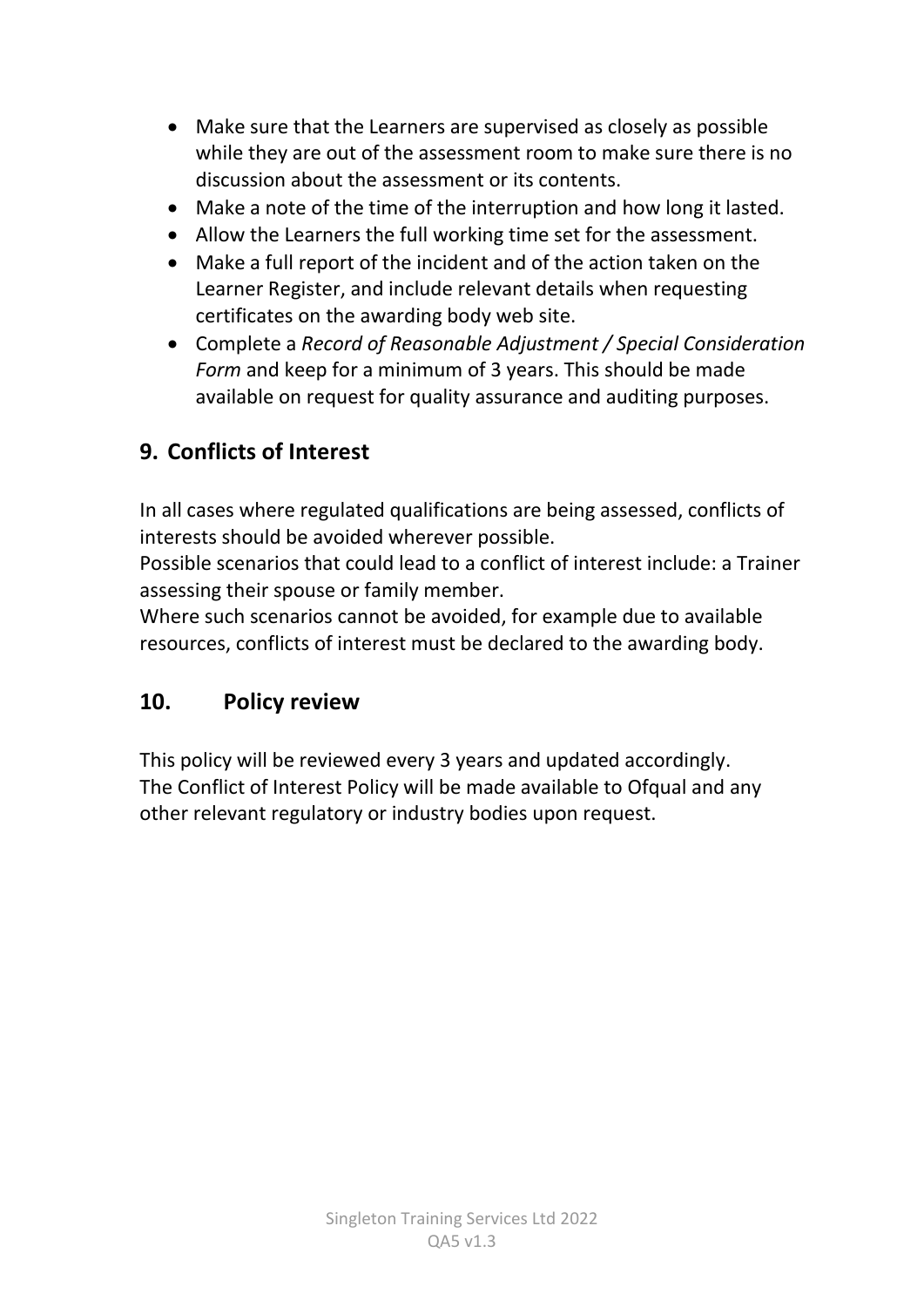- Make sure that the Learners are supervised as closely as possible while they are out of the assessment room to make sure there is no discussion about the assessment or its contents.
- Make a note of the time of the interruption and how long it lasted.
- Allow the Learners the full working time set for the assessment.
- Make a full report of the incident and of the action taken on the Learner Register, and include relevant details when requesting certificates on the awarding body web site.
- Complete a *Record of Reasonable Adjustment / Special Consideration Form* and keep for a minimum of 3 years. This should be made available on request for quality assurance and auditing purposes.

## 9. Conflicts of Interest

In all cases where regulated qualifications are being assessed, conflicts of interests should be avoided wherever possible.
Possible scenarios that could lead to a conflict of interest include: a Trainer assessing their spouse or family member.
Where such scenarios cannot be avoided, for example due to available resources, conflicts of interest must be declared to the awarding body.

## 10. Policy review

This policy will be reviewed every 3 years and updated accordingly.
The Conflict of Interest Policy will be made available to Ofqual and any other relevant regulatory or industry bodies upon request.